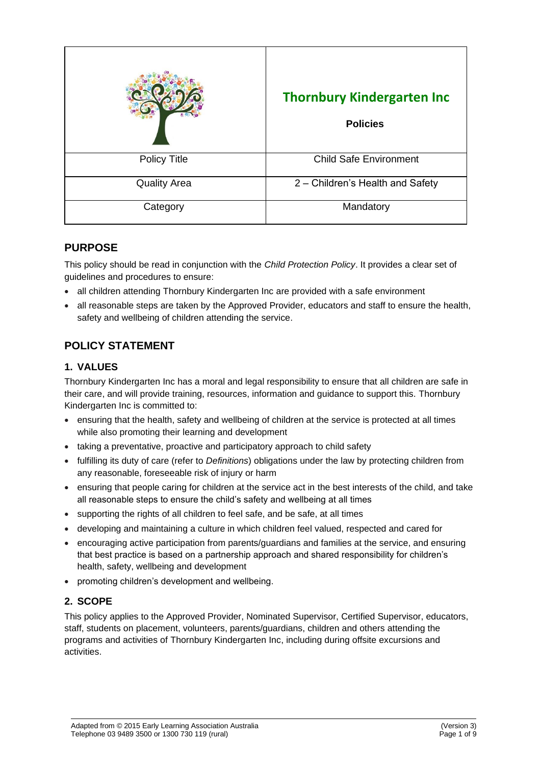| | **Thornbury Kindergarten Inc**<br><br>**Policies** |
|---|---|
| Policy Title | Child Safe Environment |
| Quality Area | 2 – Children's Health and Safety |
| Category | Mandatory |

## PURPOSE

This policy should be read in conjunction with the *Child Protection Policy*. It provides a clear set of guidelines and procedures to ensure:

- all children attending Thornbury Kindergarten Inc are provided with a safe environment
- all reasonable steps are taken by the Approved Provider, educators and staff to ensure the health, safety and wellbeing of children attending the service.

## POLICY STATEMENT

### 1. VALUES

Thornbury Kindergarten Inc has a moral and legal responsibility to ensure that all children are safe in their care, and will provide training, resources, information and guidance to support this. Thornbury Kindergarten Inc is committed to:

- ensuring that the health, safety and wellbeing of children at the service is protected at all times while also promoting their learning and development
- taking a preventative, proactive and participatory approach to child safety
- fulfilling its duty of care (refer to *Definitions*) obligations under the law by protecting children from any reasonable, foreseeable risk of injury or harm
- ensuring that people caring for children at the service act in the best interests of the child, and take all reasonable steps to ensure the child's safety and wellbeing at all times
- supporting the rights of all children to feel safe, and be safe, at all times
- developing and maintaining a culture in which children feel valued, respected and cared for
- encouraging active participation from parents/guardians and families at the service, and ensuring that best practice is based on a partnership approach and shared responsibility for children's health, safety, wellbeing and development
- promoting children's development and wellbeing.

### 2. SCOPE

This policy applies to the Approved Provider, Nominated Supervisor, Certified Supervisor, educators, staff, students on placement, volunteers, parents/guardians, children and others attending the programs and activities of Thornbury Kindergarten Inc, including during offsite excursions and activities.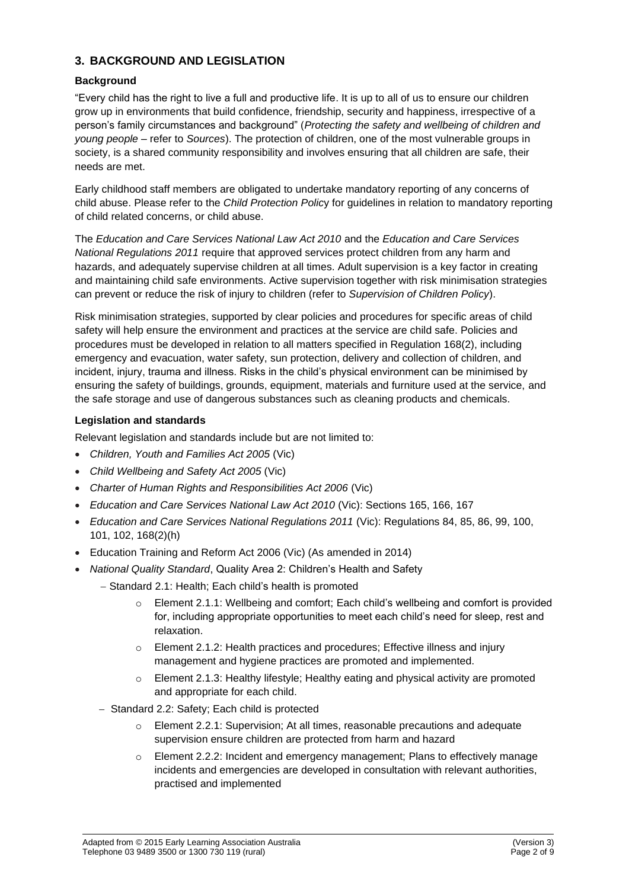## 3. BACKGROUND AND LEGISLATION

### Background

"Every child has the right to live a full and productive life. It is up to all of us to ensure our children grow up in environments that build confidence, friendship, security and happiness, irrespective of a person's family circumstances and background" (*Protecting the safety and wellbeing of children and young people* – refer to *Sources*). The protection of children, one of the most vulnerable groups in society, is a shared community responsibility and involves ensuring that all children are safe, their needs are met.

Early childhood staff members are obligated to undertake mandatory reporting of any concerns of child abuse. Please refer to the *Child Protection Policy* for guidelines in relation to mandatory reporting of child related concerns, or child abuse.

The *Education and Care Services National Law Act 2010* and the *Education and Care Services National Regulations 2011* require that approved services protect children from any harm and hazards, and adequately supervise children at all times. Adult supervision is a key factor in creating and maintaining child safe environments. Active supervision together with risk minimisation strategies can prevent or reduce the risk of injury to children (refer to *Supervision of Children Policy*).

Risk minimisation strategies, supported by clear policies and procedures for specific areas of child safety will help ensure the environment and practices at the service are child safe. Policies and procedures must be developed in relation to all matters specified in Regulation 168(2), including emergency and evacuation, water safety, sun protection, delivery and collection of children, and incident, injury, trauma and illness. Risks in the child's physical environment can be minimised by ensuring the safety of buildings, grounds, equipment, materials and furniture used at the service, and the safe storage and use of dangerous substances such as cleaning products and chemicals.

### Legislation and standards

Relevant legislation and standards include but are not limited to:

- *Children, Youth and Families Act 2005* (Vic)
- *Child Wellbeing and Safety Act 2005* (Vic)
- *Charter of Human Rights and Responsibilities Act 2006* (Vic)
- *Education and Care Services National Law Act 2010* (Vic): Sections 165, 166, 167
- *Education and Care Services National Regulations 2011* (Vic): Regulations 84, 85, 86, 99, 100, 101, 102, 168(2)(h)
- Education Training and Reform Act 2006 (Vic) (As amended in 2014)
- *National Quality Standard*, Quality Area 2: Children's Health and Safety
  - Standard 2.1: Health; Each child's health is promoted
    - Element 2.1.1: Wellbeing and comfort; Each child's wellbeing and comfort is provided for, including appropriate opportunities to meet each child's need for sleep, rest and relaxation.
    - Element 2.1.2: Health practices and procedures; Effective illness and injury management and hygiene practices are promoted and implemented.
    - Element 2.1.3: Healthy lifestyle; Healthy eating and physical activity are promoted and appropriate for each child.
  - Standard 2.2: Safety; Each child is protected
    - Element 2.2.1: Supervision; At all times, reasonable precautions and adequate supervision ensure children are protected from harm and hazard
    - Element 2.2.2: Incident and emergency management; Plans to effectively manage incidents and emergencies are developed in consultation with relevant authorities, practised and implemented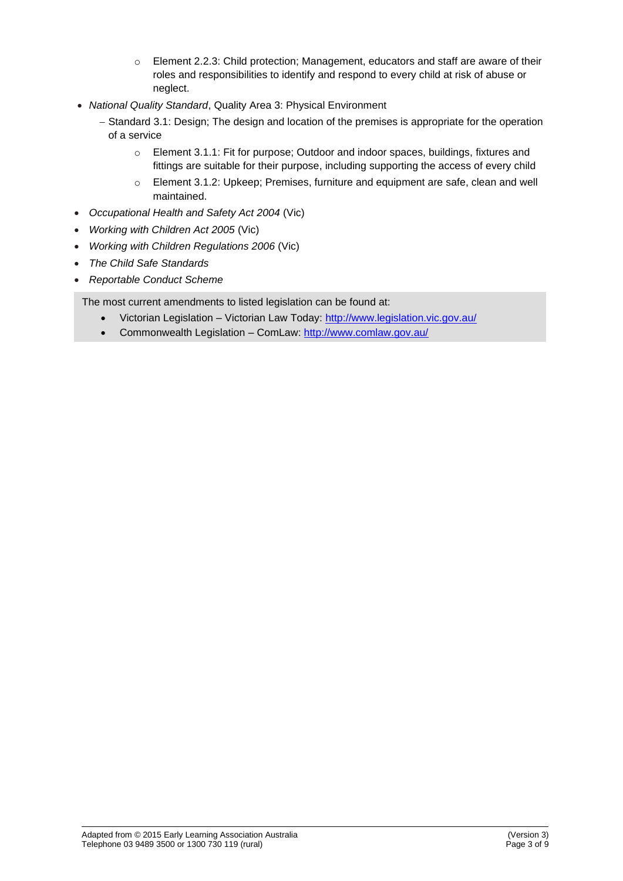- Element 2.2.3: Child protection; Management, educators and staff are aware of their roles and responsibilities to identify and respond to every child at risk of abuse or neglect.
- *National Quality Standard*, Quality Area 3: Physical Environment
  - Standard 3.1: Design; The design and location of the premises is appropriate for the operation of a service
    - Element 3.1.1: Fit for purpose; Outdoor and indoor spaces, buildings, fixtures and fittings are suitable for their purpose, including supporting the access of every child
    - Element 3.1.2: Upkeep; Premises, furniture and equipment are safe, clean and well maintained.
- *Occupational Health and Safety Act 2004* (Vic)
- *Working with Children Act 2005* (Vic)
- *Working with Children Regulations 2006* (Vic)
- *The Child Safe Standards*
- *Reportable Conduct Scheme*

The most current amendments to listed legislation can be found at:

- Victorian Legislation – Victorian Law Today: [http://www.legislation.vic.gov.au/](http://www.legislation.vic.gov.au/)
- Commonwealth Legislation – ComLaw: [http://www.comlaw.gov.au/](http://www.comlaw.gov.au/)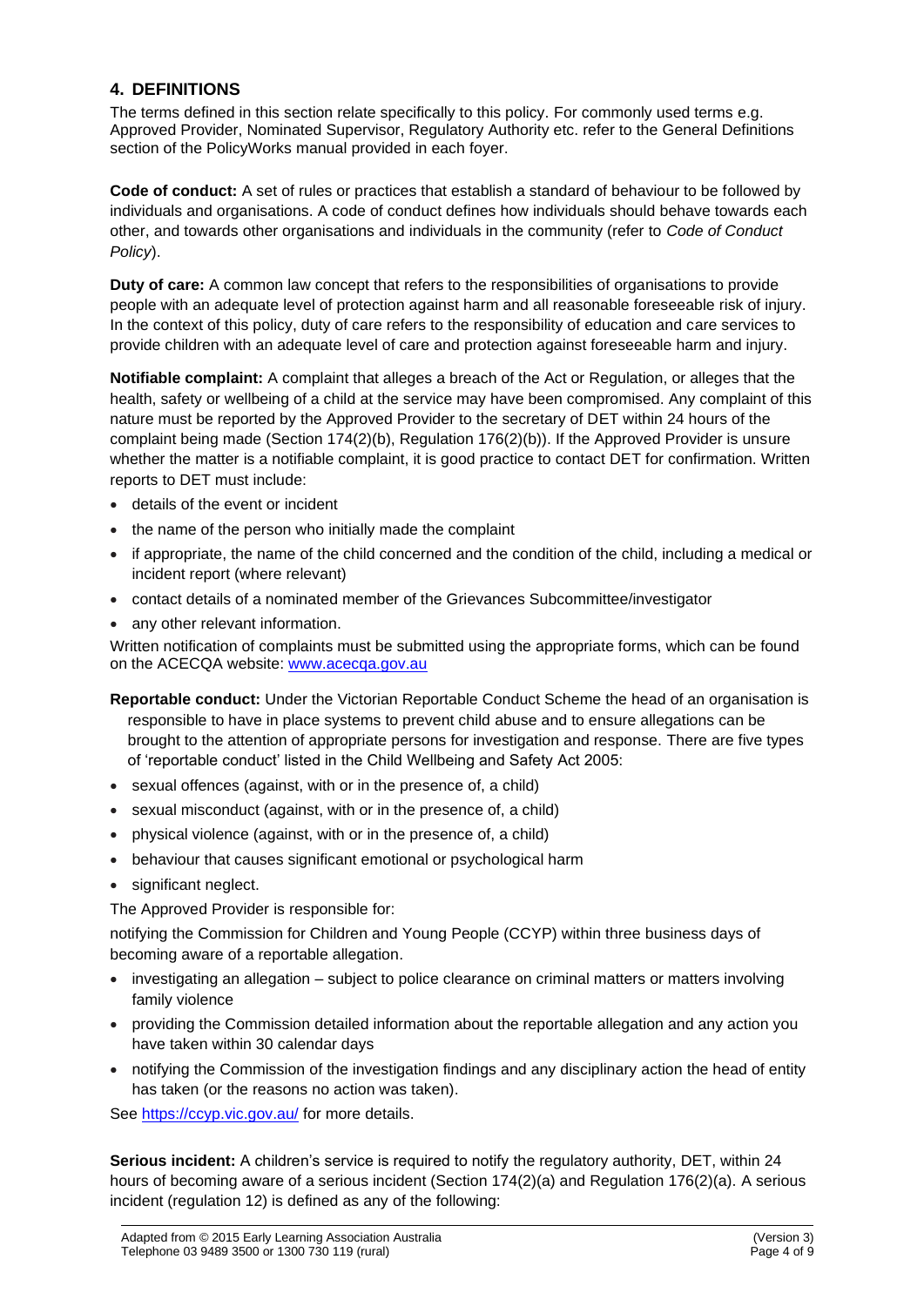## 4. DEFINITIONS

The terms defined in this section relate specifically to this policy. For commonly used terms e.g. Approved Provider, Nominated Supervisor, Regulatory Authority etc. refer to the General Definitions section of the PolicyWorks manual provided in each foyer.

**Code of conduct:** A set of rules or practices that establish a standard of behaviour to be followed by individuals and organisations. A code of conduct defines how individuals should behave towards each other, and towards other organisations and individuals in the community (refer to *Code of Conduct Policy*).

**Duty of care:** A common law concept that refers to the responsibilities of organisations to provide people with an adequate level of protection against harm and all reasonable foreseeable risk of injury. In the context of this policy, duty of care refers to the responsibility of education and care services to provide children with an adequate level of care and protection against foreseeable harm and injury.

**Notifiable complaint:** A complaint that alleges a breach of the Act or Regulation, or alleges that the health, safety or wellbeing of a child at the service may have been compromised. Any complaint of this nature must be reported by the Approved Provider to the secretary of DET within 24 hours of the complaint being made (Section 174(2)(b), Regulation 176(2)(b)). If the Approved Provider is unsure whether the matter is a notifiable complaint, it is good practice to contact DET for confirmation. Written reports to DET must include:

- details of the event or incident
- the name of the person who initially made the complaint
- if appropriate, the name of the child concerned and the condition of the child, including a medical or incident report (where relevant)
- contact details of a nominated member of the Grievances Subcommittee/investigator
- any other relevant information.

Written notification of complaints must be submitted using the appropriate forms, which can be found on the ACECQA website: www.acecqa.gov.au

**Reportable conduct:** Under the Victorian Reportable Conduct Scheme the head of an organisation is responsible to have in place systems to prevent child abuse and to ensure allegations can be brought to the attention of appropriate persons for investigation and response. There are five types of 'reportable conduct' listed in the Child Wellbeing and Safety Act 2005:

- sexual offences (against, with or in the presence of, a child)
- sexual misconduct (against, with or in the presence of, a child)
- physical violence (against, with or in the presence of, a child)
- behaviour that causes significant emotional or psychological harm
- significant neglect.

The Approved Provider is responsible for:

notifying the Commission for Children and Young People (CCYP) within three business days of becoming aware of a reportable allegation.

- investigating an allegation – subject to police clearance on criminal matters or matters involving family violence
- providing the Commission detailed information about the reportable allegation and any action you have taken within 30 calendar days
- notifying the Commission of the investigation findings and any disciplinary action the head of entity has taken (or the reasons no action was taken).

See https://ccyp.vic.gov.au/ for more details.

**Serious incident:** A children's service is required to notify the regulatory authority, DET, within 24 hours of becoming aware of a serious incident (Section 174(2)(a) and Regulation 176(2)(a). A serious incident (regulation 12) is defined as any of the following: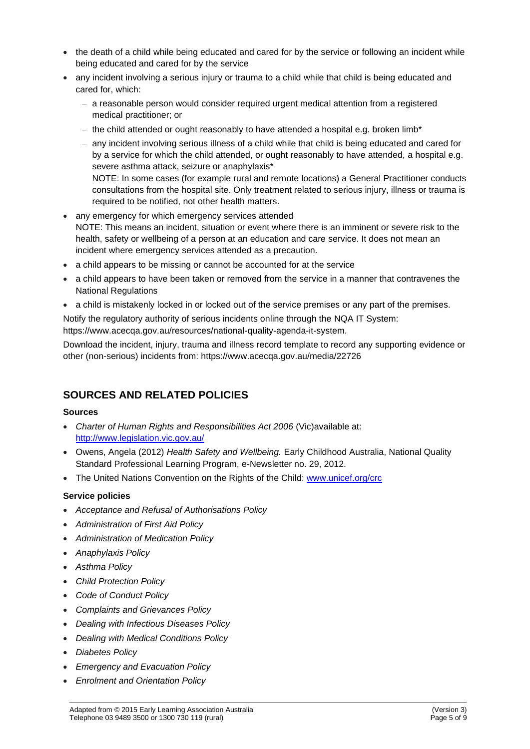- the death of a child while being educated and cared for by the service or following an incident while being educated and cared for by the service
- any incident involving a serious injury or trauma to a child while that child is being educated and cared for, which:
  - a reasonable person would consider required urgent medical attention from a registered medical practitioner; or
  - the child attended or ought reasonably to have attended a hospital e.g. broken limb*
  - any incident involving serious illness of a child while that child is being educated and cared for by a service for which the child attended, or ought reasonably to have attended, a hospital e.g. severe asthma attack, seizure or anaphylaxis*

    NOTE: In some cases (for example rural and remote locations) a General Practitioner conducts consultations from the hospital site. Only treatment related to serious injury, illness or trauma is required to be notified, not other health matters.
- any emergency for which emergency services attended

  NOTE: This means an incident, situation or event where there is an imminent or severe risk to the health, safety or wellbeing of a person at an education and care service. It does not mean an incident where emergency services attended as a precaution.
- a child appears to be missing or cannot be accounted for at the service
- a child appears to have been taken or removed from the service in a manner that contravenes the National Regulations
- a child is mistakenly locked in or locked out of the service premises or any part of the premises.

Notify the regulatory authority of serious incidents online through the NQA IT System: https://www.acecqa.gov.au/resources/national-quality-agenda-it-system.

Download the incident, injury, trauma and illness record template to record any supporting evidence or other (non-serious) incidents from: https://www.acecqa.gov.au/media/22726

## SOURCES AND RELATED POLICIES

**Sources**

- *Charter of Human Rights and Responsibilities Act 2006* (Vic)available at: http://www.legislation.vic.gov.au/
- Owens, Angela (2012) *Health Safety and Wellbeing.* Early Childhood Australia, National Quality Standard Professional Learning Program, e-Newsletter no. 29, 2012.
- The United Nations Convention on the Rights of the Child: www.unicef.org/crc

**Service policies**

- *Acceptance and Refusal of Authorisations Policy*
- *Administration of First Aid Policy*
- *Administration of Medication Policy*
- *Anaphylaxis Policy*
- *Asthma Policy*
- *Child Protection Policy*
- *Code of Conduct Policy*
- *Complaints and Grievances Policy*
- *Dealing with Infectious Diseases Policy*
- *Dealing with Medical Conditions Policy*
- *Diabetes Policy*
- *Emergency and Evacuation Policy*
- *Enrolment and Orientation Policy*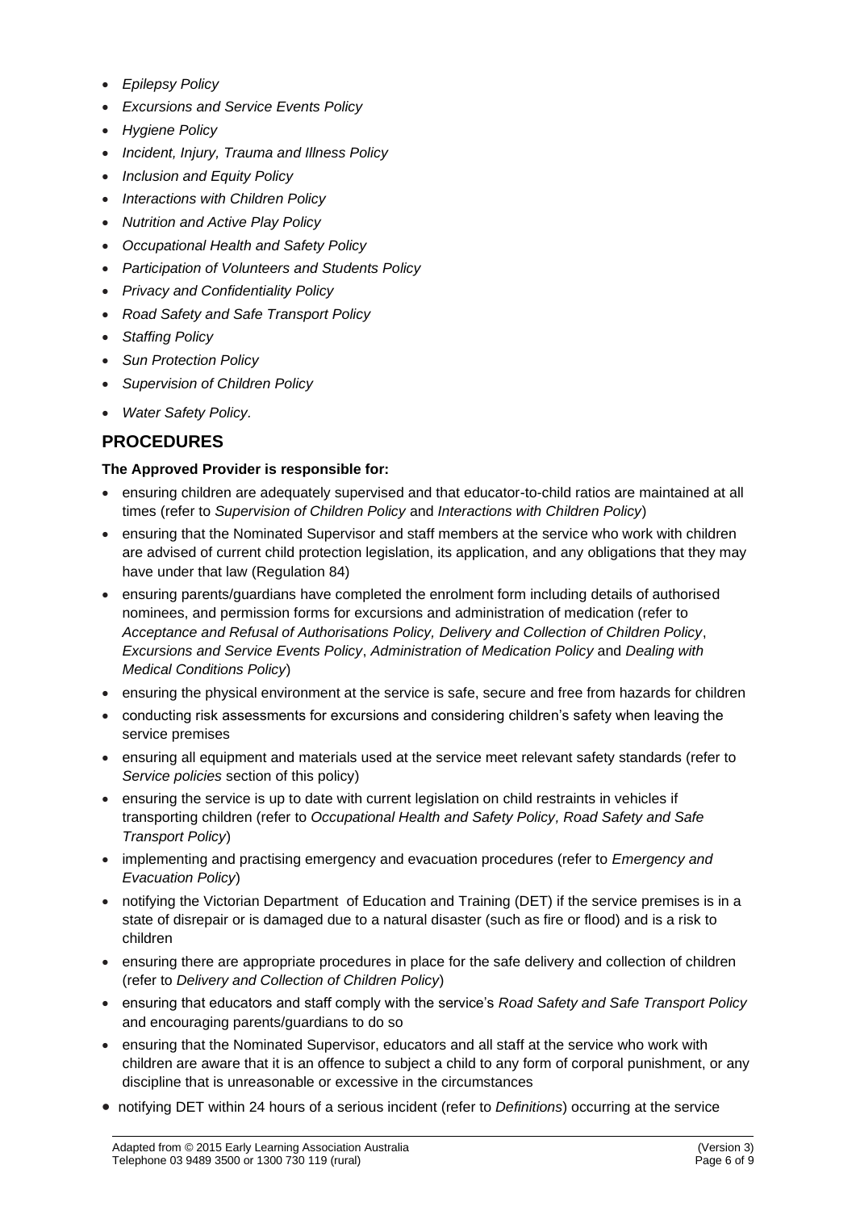- *Epilepsy Policy*
- *Excursions and Service Events Policy*
- *Hygiene Policy*
- *Incident, Injury, Trauma and Illness Policy*
- *Inclusion and Equity Policy*
- *Interactions with Children Policy*
- *Nutrition and Active Play Policy*
- *Occupational Health and Safety Policy*
- *Participation of Volunteers and Students Policy*
- *Privacy and Confidentiality Policy*
- *Road Safety and Safe Transport Policy*
- *Staffing Policy*
- *Sun Protection Policy*
- *Supervision of Children Policy*
- *Water Safety Policy*.

## PROCEDURES

**The Approved Provider is responsible for:**

- ensuring children are adequately supervised and that educator-to-child ratios are maintained at all times (refer to *Supervision of Children Policy* and *Interactions with Children Policy*)
- ensuring that the Nominated Supervisor and staff members at the service who work with children are advised of current child protection legislation, its application, and any obligations that they may have under that law (Regulation 84)
- ensuring parents/guardians have completed the enrolment form including details of authorised nominees, and permission forms for excursions and administration of medication (refer to *Acceptance and Refusal of Authorisations Policy, Delivery and Collection of Children Policy*, *Excursions and Service Events Policy*, *Administration of Medication Policy* and *Dealing with Medical Conditions Policy*)
- ensuring the physical environment at the service is safe, secure and free from hazards for children
- conducting risk assessments for excursions and considering children's safety when leaving the service premises
- ensuring all equipment and materials used at the service meet relevant safety standards (refer to *Service policies* section of this policy)
- ensuring the service is up to date with current legislation on child restraints in vehicles if transporting children (refer to *Occupational Health and Safety Policy, Road Safety and Safe Transport Policy*)
- implementing and practising emergency and evacuation procedures (refer to *Emergency and Evacuation Policy*)
- notifying the Victorian Department of Education and Training (DET) if the service premises is in a state of disrepair or is damaged due to a natural disaster (such as fire or flood) and is a risk to children
- ensuring there are appropriate procedures in place for the safe delivery and collection of children (refer to *Delivery and Collection of Children Policy*)
- ensuring that educators and staff comply with the service's *Road Safety and Safe Transport Policy* and encouraging parents/guardians to do so
- ensuring that the Nominated Supervisor, educators and all staff at the service who work with children are aware that it is an offence to subject a child to any form of corporal punishment, or any discipline that is unreasonable or excessive in the circumstances
- notifying DET within 24 hours of a serious incident (refer to *Definitions*) occurring at the service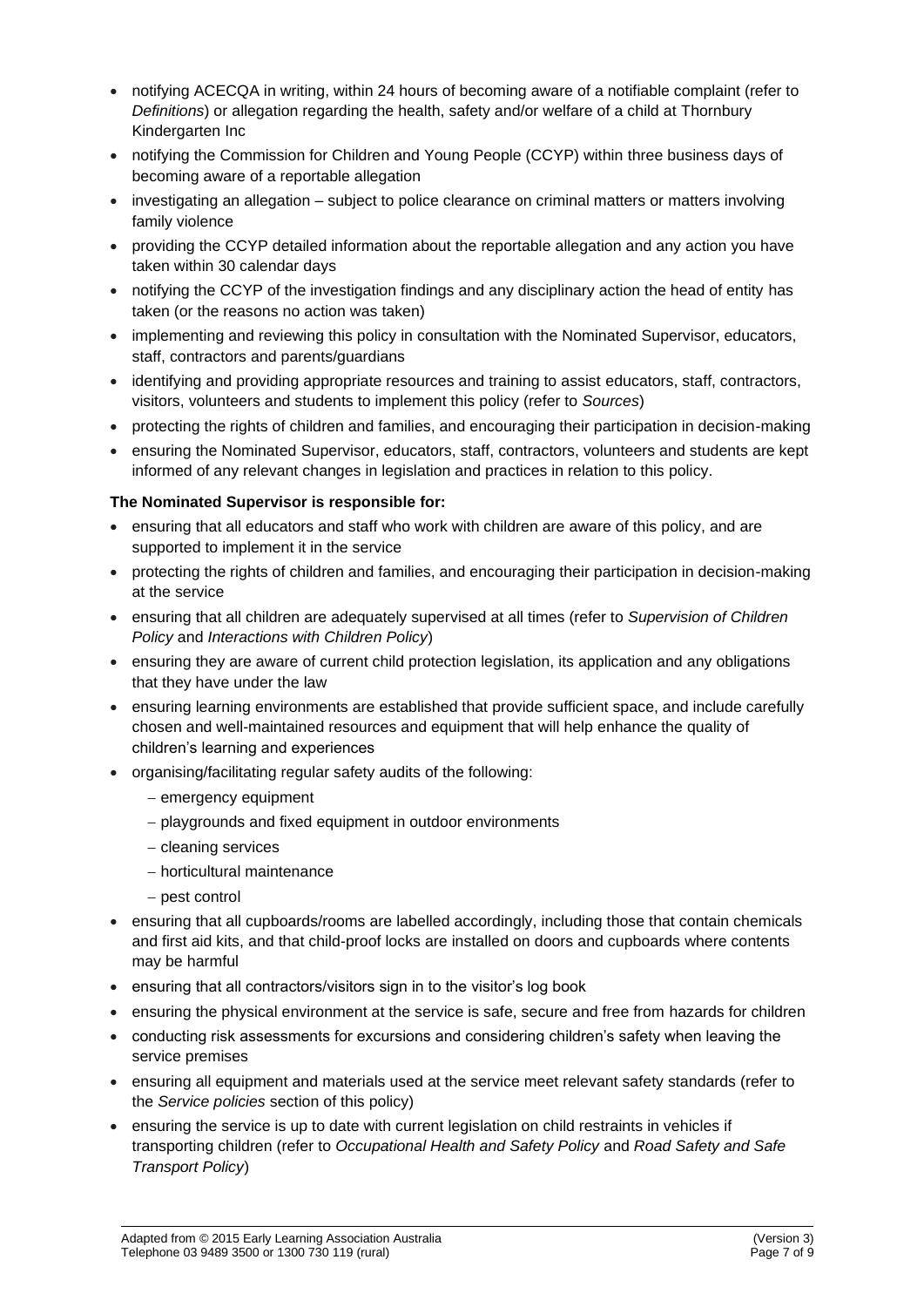- notifying ACECQA in writing, within 24 hours of becoming aware of a notifiable complaint (refer to *Definitions*) or allegation regarding the health, safety and/or welfare of a child at Thornbury Kindergarten Inc
- notifying the Commission for Children and Young People (CCYP) within three business days of becoming aware of a reportable allegation
- investigating an allegation – subject to police clearance on criminal matters or matters involving family violence
- providing the CCYP detailed information about the reportable allegation and any action you have taken within 30 calendar days
- notifying the CCYP of the investigation findings and any disciplinary action the head of entity has taken (or the reasons no action was taken)
- implementing and reviewing this policy in consultation with the Nominated Supervisor, educators, staff, contractors and parents/guardians
- identifying and providing appropriate resources and training to assist educators, staff, contractors, visitors, volunteers and students to implement this policy (refer to *Sources*)
- protecting the rights of children and families, and encouraging their participation in decision-making
- ensuring the Nominated Supervisor, educators, staff, contractors, volunteers and students are kept informed of any relevant changes in legislation and practices in relation to this policy.

**The Nominated Supervisor is responsible for:**

- ensuring that all educators and staff who work with children are aware of this policy, and are supported to implement it in the service
- protecting the rights of children and families, and encouraging their participation in decision-making at the service
- ensuring that all children are adequately supervised at all times (refer to *Supervision of Children Policy* and *Interactions with Children Policy*)
- ensuring they are aware of current child protection legislation, its application and any obligations that they have under the law
- ensuring learning environments are established that provide sufficient space, and include carefully chosen and well-maintained resources and equipment that will help enhance the quality of children's learning and experiences
- organising/facilitating regular safety audits of the following:
  - emergency equipment
  - playgrounds and fixed equipment in outdoor environments
  - cleaning services
  - horticultural maintenance
  - pest control
- ensuring that all cupboards/rooms are labelled accordingly, including those that contain chemicals and first aid kits, and that child-proof locks are installed on doors and cupboards where contents may be harmful
- ensuring that all contractors/visitors sign in to the visitor's log book
- ensuring the physical environment at the service is safe, secure and free from hazards for children
- conducting risk assessments for excursions and considering children's safety when leaving the service premises
- ensuring all equipment and materials used at the service meet relevant safety standards (refer to the *Service policies* section of this policy)
- ensuring the service is up to date with current legislation on child restraints in vehicles if transporting children (refer to *Occupational Health and Safety Policy* and *Road Safety and Safe Transport Policy*)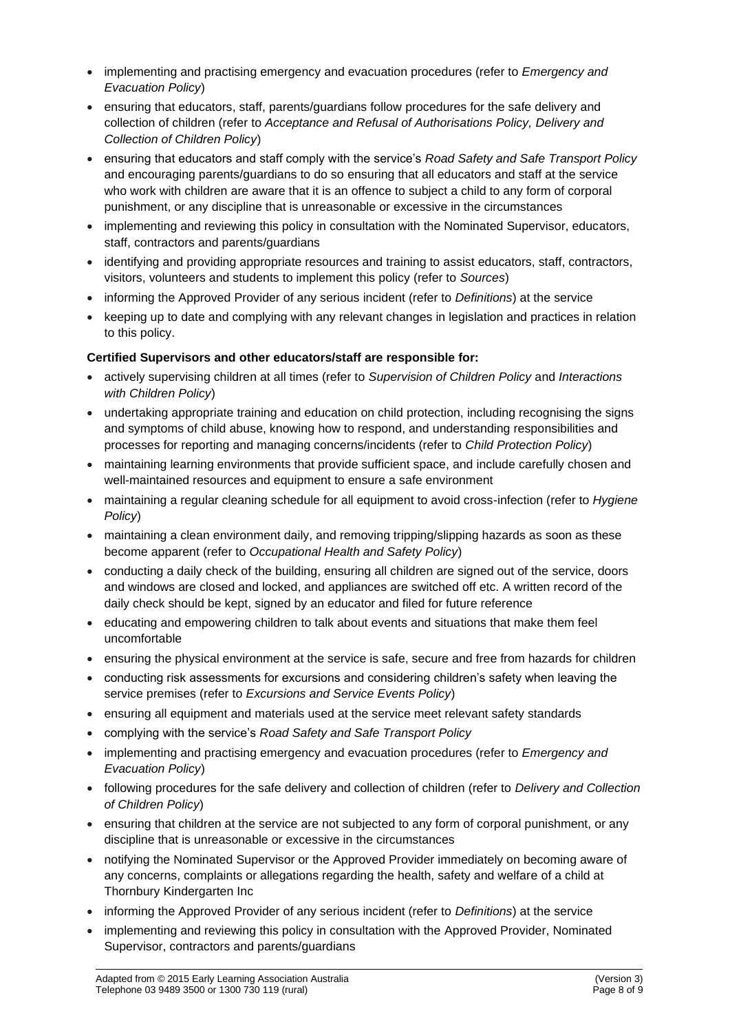- implementing and practising emergency and evacuation procedures (refer to *Emergency and Evacuation Policy*)
- ensuring that educators, staff, parents/guardians follow procedures for the safe delivery and collection of children (refer to *Acceptance and Refusal of Authorisations Policy, Delivery and Collection of Children Policy*)
- ensuring that educators and staff comply with the service's *Road Safety and Safe Transport Policy* and encouraging parents/guardians to do so ensuring that all educators and staff at the service who work with children are aware that it is an offence to subject a child to any form of corporal punishment, or any discipline that is unreasonable or excessive in the circumstances
- implementing and reviewing this policy in consultation with the Nominated Supervisor, educators, staff, contractors and parents/guardians
- identifying and providing appropriate resources and training to assist educators, staff, contractors, visitors, volunteers and students to implement this policy (refer to *Sources*)
- informing the Approved Provider of any serious incident (refer to *Definitions*) at the service
- keeping up to date and complying with any relevant changes in legislation and practices in relation to this policy.

**Certified Supervisors and other educators/staff are responsible for:**

- actively supervising children at all times (refer to *Supervision of Children Policy* and *Interactions with Children Policy*)
- undertaking appropriate training and education on child protection, including recognising the signs and symptoms of child abuse, knowing how to respond, and understanding responsibilities and processes for reporting and managing concerns/incidents (refer to *Child Protection Policy*)
- maintaining learning environments that provide sufficient space, and include carefully chosen and well-maintained resources and equipment to ensure a safe environment
- maintaining a regular cleaning schedule for all equipment to avoid cross-infection (refer to *Hygiene Policy*)
- maintaining a clean environment daily, and removing tripping/slipping hazards as soon as these become apparent (refer to *Occupational Health and Safety Policy*)
- conducting a daily check of the building, ensuring all children are signed out of the service, doors and windows are closed and locked, and appliances are switched off etc. A written record of the daily check should be kept, signed by an educator and filed for future reference
- educating and empowering children to talk about events and situations that make them feel uncomfortable
- ensuring the physical environment at the service is safe, secure and free from hazards for children
- conducting risk assessments for excursions and considering children's safety when leaving the service premises (refer to *Excursions and Service Events Policy*)
- ensuring all equipment and materials used at the service meet relevant safety standards
- complying with the service's *Road Safety and Safe Transport Policy*
- implementing and practising emergency and evacuation procedures (refer to *Emergency and Evacuation Policy*)
- following procedures for the safe delivery and collection of children (refer to *Delivery and Collection of Children Policy*)
- ensuring that children at the service are not subjected to any form of corporal punishment, or any discipline that is unreasonable or excessive in the circumstances
- notifying the Nominated Supervisor or the Approved Provider immediately on becoming aware of any concerns, complaints or allegations regarding the health, safety and welfare of a child at Thornbury Kindergarten Inc
- informing the Approved Provider of any serious incident (refer to *Definitions*) at the service
- implementing and reviewing this policy in consultation with the Approved Provider, Nominated Supervisor, contractors and parents/guardians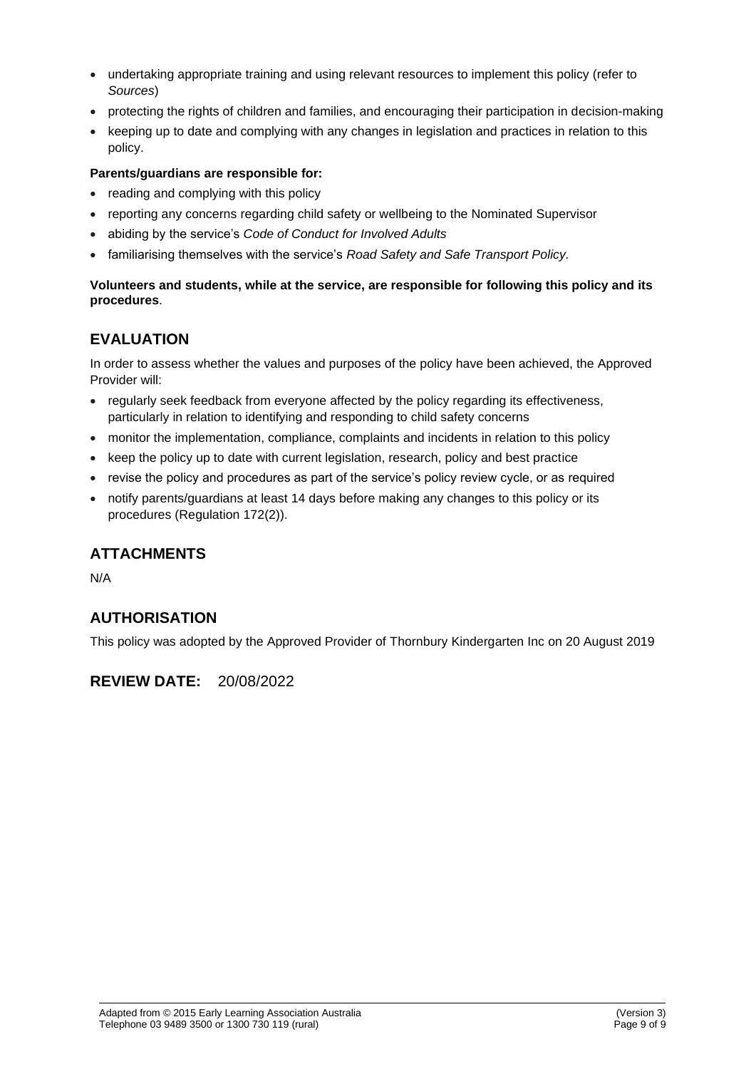- undertaking appropriate training and using relevant resources to implement this policy (refer to *Sources*)
- protecting the rights of children and families, and encouraging their participation in decision-making
- keeping up to date and complying with any changes in legislation and practices in relation to this policy.

**Parents/guardians are responsible for:**

- reading and complying with this policy
- reporting any concerns regarding child safety or wellbeing to the Nominated Supervisor
- abiding by the service's *Code of Conduct for Involved Adults*
- familiarising themselves with the service's *Road Safety and Safe Transport Policy.*

**Volunteers and students, while at the service, are responsible for following this policy and its procedures**.

## EVALUATION

In order to assess whether the values and purposes of the policy have been achieved, the Approved Provider will:

- regularly seek feedback from everyone affected by the policy regarding its effectiveness, particularly in relation to identifying and responding to child safety concerns
- monitor the implementation, compliance, complaints and incidents in relation to this policy
- keep the policy up to date with current legislation, research, policy and best practice
- revise the policy and procedures as part of the service's policy review cycle, or as required
- notify parents/guardians at least 14 days before making any changes to this policy or its procedures (Regulation 172(2)).

## ATTACHMENTS

N/A

## AUTHORISATION

This policy was adopted by the Approved Provider of Thornbury Kindergarten Inc on 20 August 2019

## REVIEW DATE: 20/08/2022

Adapted from © 2015 Early Learning Association Australia (Version 3)
Telephone 03 9489 3500 or 1300 730 119 (rural)